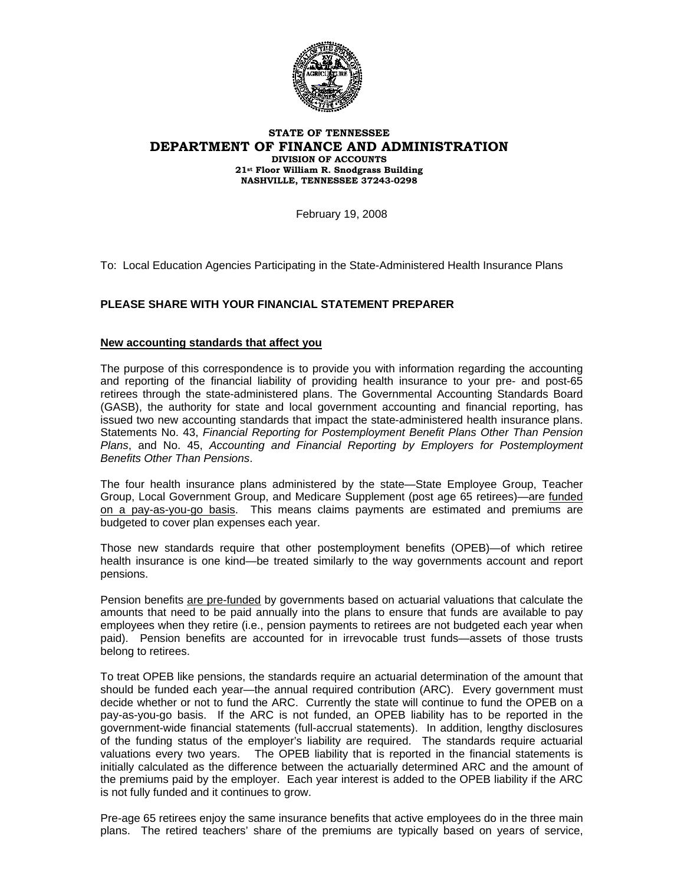**STATE OF TENNESSEE**
**DEPARTMENT OF FINANCE AND ADMINISTRATION**
**DIVISION OF ACCOUNTS**
**21st Floor William R. Snodgrass Building**
**NASHVILLE, TENNESSEE 37243-0298**

February 19, 2008

To: Local Education Agencies Participating in the State-Administered Health Insurance Plans

**PLEASE SHARE WITH YOUR FINANCIAL STATEMENT PREPARER**

**New accounting standards that affect you**

The purpose of this correspondence is to provide you with information regarding the accounting and reporting of the financial liability of providing health insurance to your pre- and post-65 retirees through the state-administered plans. The Governmental Accounting Standards Board (GASB), the authority for state and local government accounting and financial reporting, has issued two new accounting standards that impact the state-administered health insurance plans. Statements No. 43, *Financial Reporting for Postemployment Benefit Plans Other Than Pension Plans*, and No. 45, *Accounting and Financial Reporting by Employers for Postemployment Benefits Other Than Pensions*.

The four health insurance plans administered by the state—State Employee Group, Teacher Group, Local Government Group, and Medicare Supplement (post age 65 retirees)—are funded on a pay-as-you-go basis. This means claims payments are estimated and premiums are budgeted to cover plan expenses each year.

Those new standards require that other postemployment benefits (OPEB)—of which retiree health insurance is one kind—be treated similarly to the way governments account and report pensions.

Pension benefits are pre-funded by governments based on actuarial valuations that calculate the amounts that need to be paid annually into the plans to ensure that funds are available to pay employees when they retire (i.e., pension payments to retirees are not budgeted each year when paid). Pension benefits are accounted for in irrevocable trust funds—assets of those trusts belong to retirees.

To treat OPEB like pensions, the standards require an actuarial determination of the amount that should be funded each year—the annual required contribution (ARC). Every government must decide whether or not to fund the ARC. Currently the state will continue to fund the OPEB on a pay-as-you-go basis. If the ARC is not funded, an OPEB liability has to be reported in the government-wide financial statements (full-accrual statements). In addition, lengthy disclosures of the funding status of the employer's liability are required. The standards require actuarial valuations every two years. The OPEB liability that is reported in the financial statements is initially calculated as the difference between the actuarially determined ARC and the amount of the premiums paid by the employer. Each year interest is added to the OPEB liability if the ARC is not fully funded and it continues to grow.

Pre-age 65 retirees enjoy the same insurance benefits that active employees do in the three main plans. The retired teachers' share of the premiums are typically based on years of service,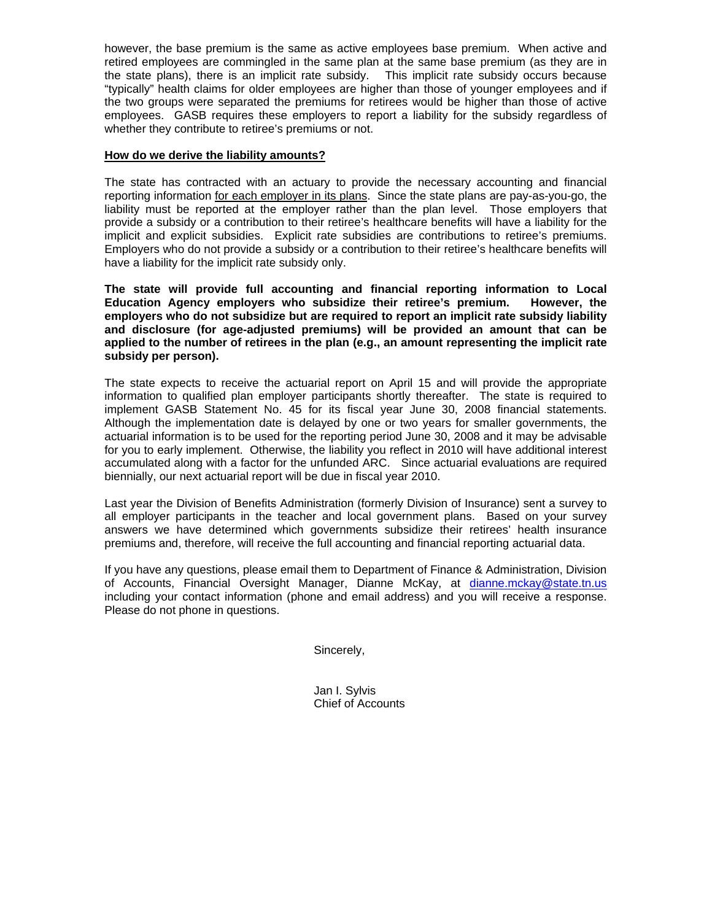however, the base premium is the same as active employees base premium. When active and retired employees are commingled in the same plan at the same base premium (as they are in the state plans), there is an implicit rate subsidy. This implicit rate subsidy occurs because "typically" health claims for older employees are higher than those of younger employees and if the two groups were separated the premiums for retirees would be higher than those of active employees. GASB requires these employers to report a liability for the subsidy regardless of whether they contribute to retiree's premiums or not.

**How do we derive the liability amounts?**

The state has contracted with an actuary to provide the necessary accounting and financial reporting information for each employer in its plans. Since the state plans are pay-as-you-go, the liability must be reported at the employer rather than the plan level. Those employers that provide a subsidy or a contribution to their retiree's healthcare benefits will have a liability for the implicit and explicit subsidies. Explicit rate subsidies are contributions to retiree's premiums. Employers who do not provide a subsidy or a contribution to their retiree's healthcare benefits will have a liability for the implicit rate subsidy only.

**The state will provide full accounting and financial reporting information to Local Education Agency employers who subsidize their retiree's premium. However, the employers who do not subsidize but are required to report an implicit rate subsidy liability and disclosure (for age-adjusted premiums) will be provided an amount that can be applied to the number of retirees in the plan (e.g., an amount representing the implicit rate subsidy per person).**

The state expects to receive the actuarial report on April 15 and will provide the appropriate information to qualified plan employer participants shortly thereafter. The state is required to implement GASB Statement No. 45 for its fiscal year June 30, 2008 financial statements. Although the implementation date is delayed by one or two years for smaller governments, the actuarial information is to be used for the reporting period June 30, 2008 and it may be advisable for you to early implement. Otherwise, the liability you reflect in 2010 will have additional interest accumulated along with a factor for the unfunded ARC. Since actuarial evaluations are required biennially, our next actuarial report will be due in fiscal year 2010.

Last year the Division of Benefits Administration (formerly Division of Insurance) sent a survey to all employer participants in the teacher and local government plans. Based on your survey answers we have determined which governments subsidize their retirees' health insurance premiums and, therefore, will receive the full accounting and financial reporting actuarial data.

If you have any questions, please email them to Department of Finance & Administration, Division of Accounts, Financial Oversight Manager, Dianne McKay, at dianne.mckay@state.tn.us including your contact information (phone and email address) and you will receive a response. Please do not phone in questions.

Sincerely,

Jan I. Sylvis
Chief of Accounts